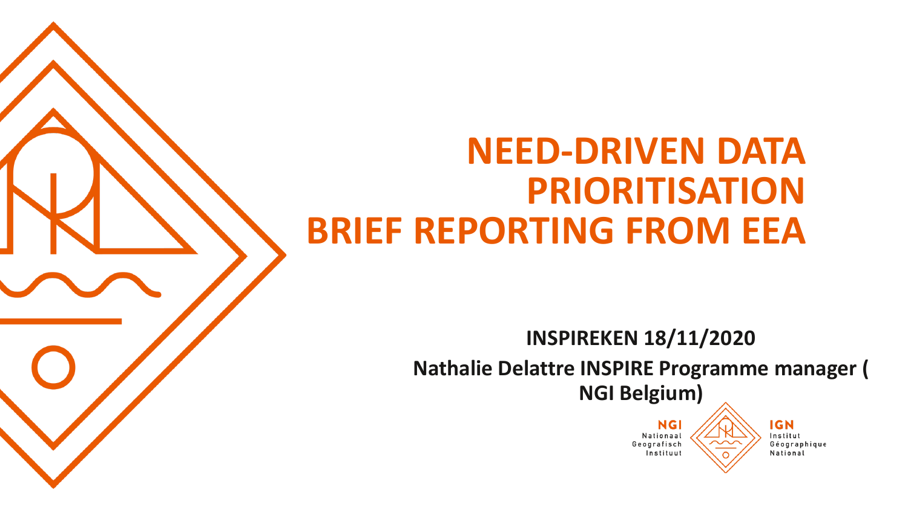# NEED-DRIVEN DATA PRIORITISATION BRIEF REPORTING FROM EEA

**INSPIREKEN 18/11/2020**

**Nathalie Delattre INSPIRE Programme manager ( NGI Belgium)**

NGI Nationaal Geografisch Instituut

IGN Institut Géographique National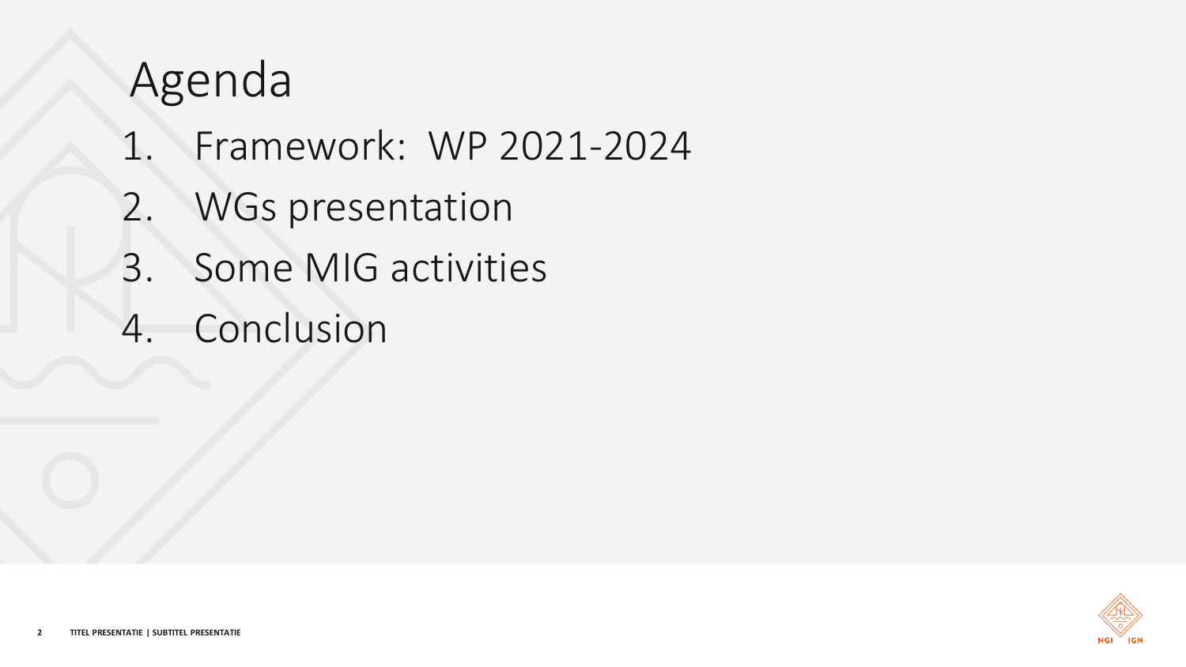# Agenda

1. Framework:  WP 2021-2024
2. WGs presentation
3. Some MIG activities
4. Conclusion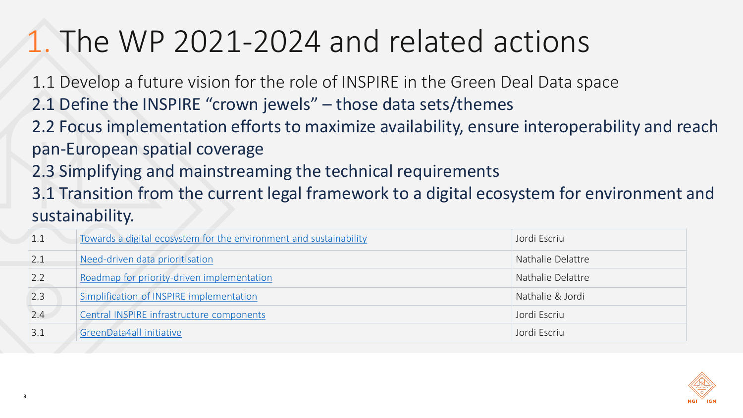# 1. The WP 2021-2024 and related actions

1.1 Develop a future vision for the role of INSPIRE in the Green Deal Data space
2.1 Define the INSPIRE "crown jewels" – those data sets/themes
2.2 Focus implementation efforts to maximize availability, ensure interoperability and reach pan-European spatial coverage
2.3 Simplifying and mainstreaming the technical requirements
3.1 Transition from the current legal framework to a digital ecosystem for environment and sustainability.

| | | |
|---|---|---|
| 1.1 | Towards a digital ecosystem for the environment and sustainability | Jordi Escriu |
| 2.1 | Need-driven data prioritisation | Nathalie Delattre |
| 2.2 | Roadmap for priority-driven implementation | Nathalie Delattre |
| 2.3 | Simplification of INSPIRE implementation | Nathalie & Jordi |
| 2.4 | Central INSPIRE infrastructure components | Jordi Escriu |
| 3.1 | GreenData4all initiative | Jordi Escriu |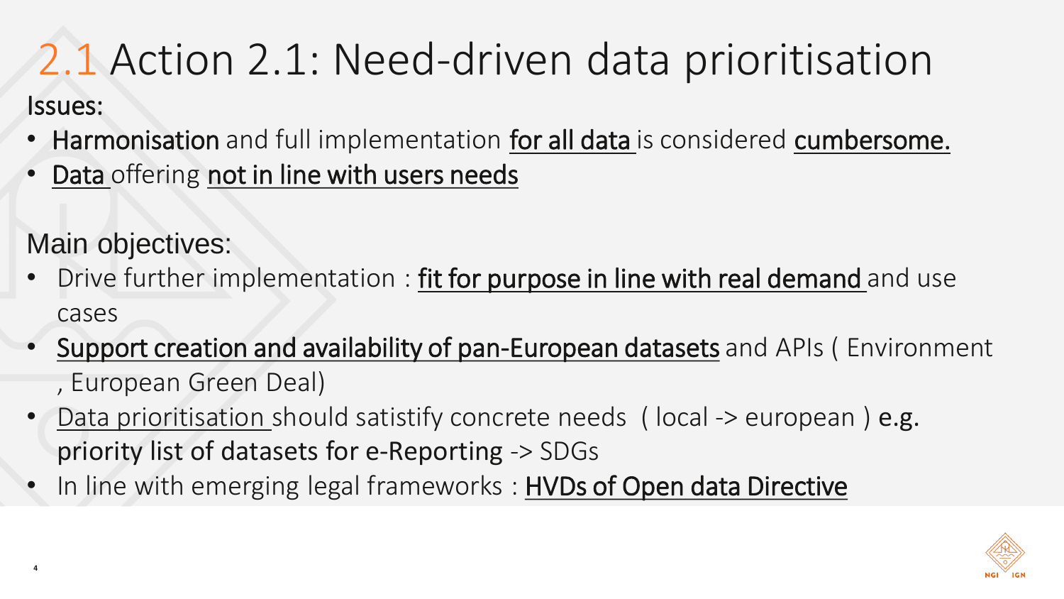# 2.1 Action 2.1: Need-driven data prioritisation

Issues:

- Harmonisation and full implementation for all data is considered cumbersome.
- Data offering not in line with users needs

Main objectives:

- Drive further implementation : fit for purpose in line with real demand and use cases
- Support creation and availability of pan-European datasets and APIs ( Environment , European Green Deal)
- Data prioritisation should satistify concrete needs ( local -> european ) e.g. priority list of datasets for e-Reporting -> SDGs
- In line with emerging legal frameworks : HVDs of Open data Directive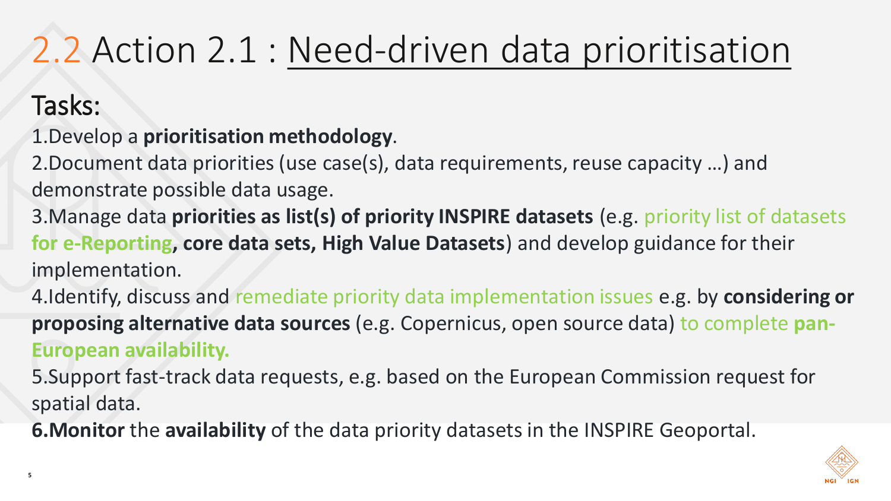# 2.2 Action 2.1 : Need-driven data prioritisation

## Tasks:

1. Develop a **prioritisation methodology**.
2. Document data priorities (use case(s), data requirements, reuse capacity …) and demonstrate possible data usage.
3. Manage data **priorities as list(s) of priority INSPIRE datasets** (e.g. priority list of datasets **for e-Reporting, core data sets, High Value Datasets**) and develop guidance for their implementation.
4. Identify, discuss and remediate priority data implementation issues e.g. by **considering or proposing alternative data sources** (e.g. Copernicus, open source data) to complete **pan-European availability.**
5. Support fast-track data requests, e.g. based on the European Commission request for spatial data.
6. **Monitor** the **availability** of the data priority datasets in the INSPIRE Geoportal.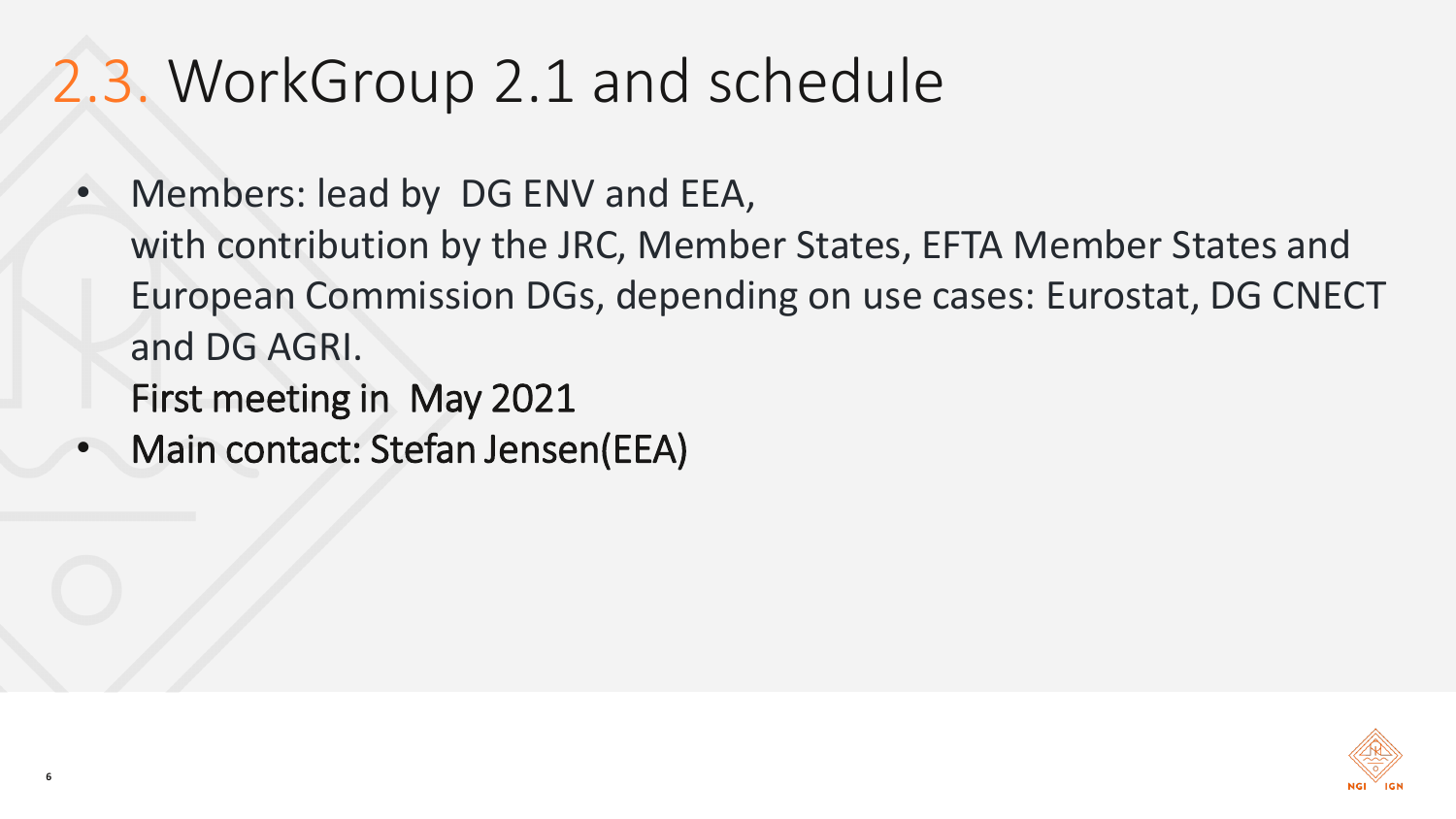# 2.3. WorkGroup 2.1 and schedule

- Members: lead by DG ENV and EEA,
  with contribution by the JRC, Member States, EFTA Member States and European Commission DGs, depending on use cases: Eurostat, DG CNECT and DG AGRI.
  First meeting in May 2021
- Main contact: Stefan Jensen(EEA)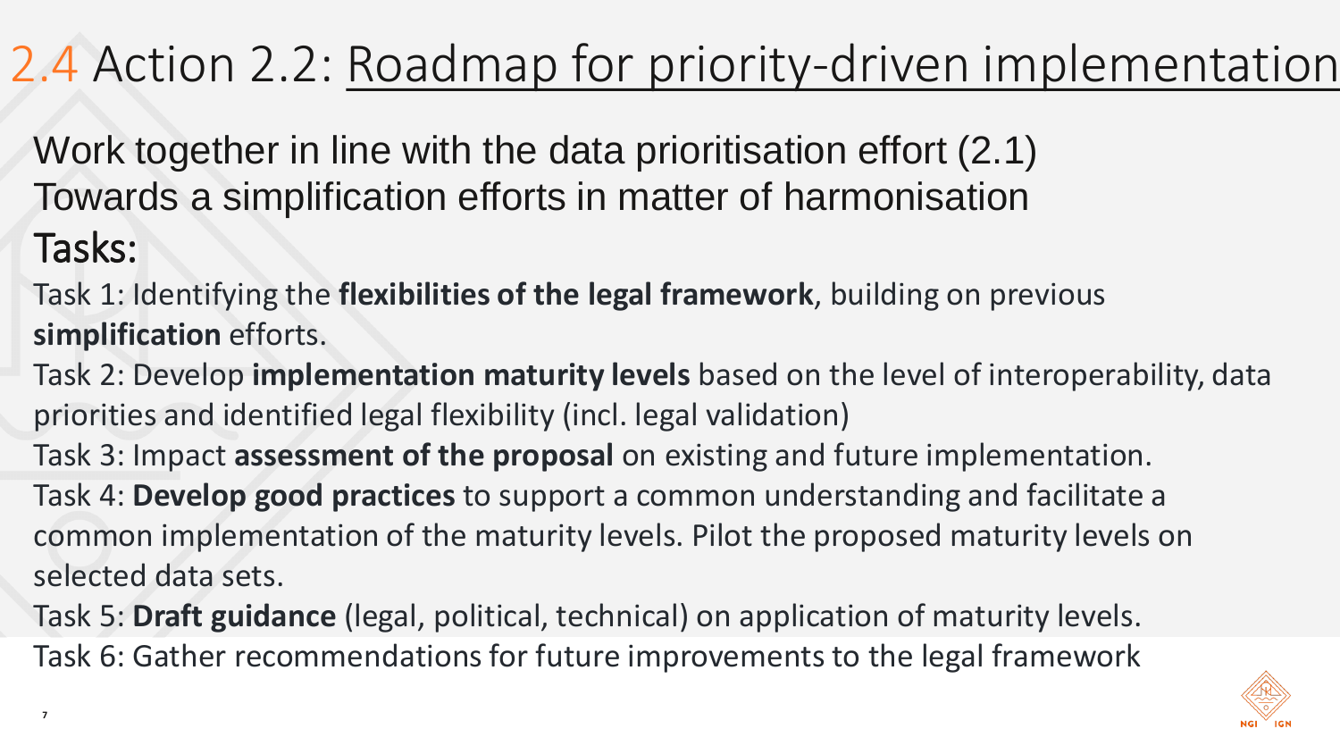# 2.4 Action 2.2: Roadmap for priority-driven implementation

Work together in line with the data prioritisation effort (2.1)
Towards a simplification efforts in matter of harmonisation

## Tasks:

Task 1: Identifying the **flexibilities of the legal framework**, building on previous **simplification** efforts.

Task 2: Develop **implementation maturity levels** based on the level of interoperability, data priorities and identified legal flexibility (incl. legal validation)

Task 3: Impact **assessment of the proposal** on existing and future implementation.

Task 4: **Develop good practices** to support a common understanding and facilitate a common implementation of the maturity levels. Pilot the proposed maturity levels on selected data sets.

Task 5: **Draft guidance** (legal, political, technical) on application of maturity levels.

Task 6: Gather recommendations for future improvements to the legal framework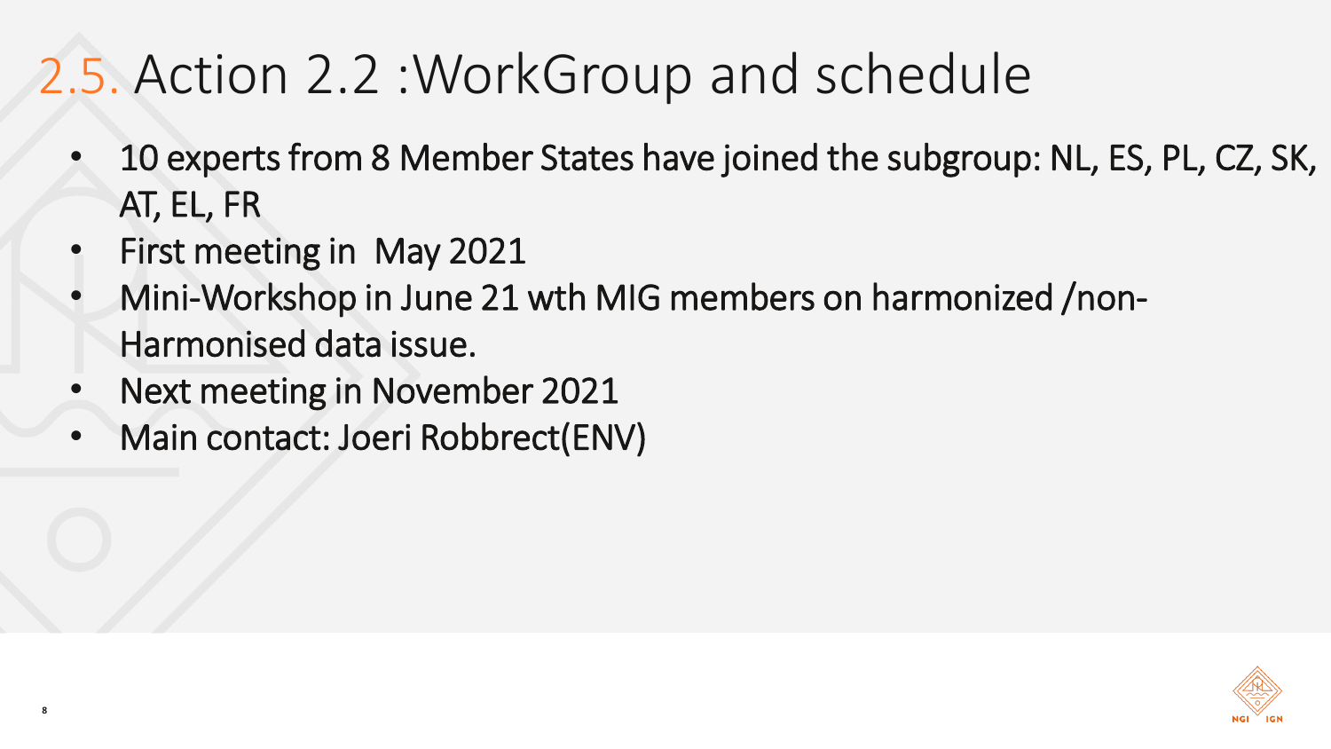# 2.5. Action 2.2 :WorkGroup and schedule

- 10 experts from 8 Member States have joined the subgroup: NL, ES, PL, CZ, SK, AT, EL, FR
- First meeting in  May 2021
- Mini-Workshop in June 21 wth MIG members on harmonized /non-Harmonised data issue.
- Next meeting in November 2021
- Main contact: Joeri Robbrect(ENV)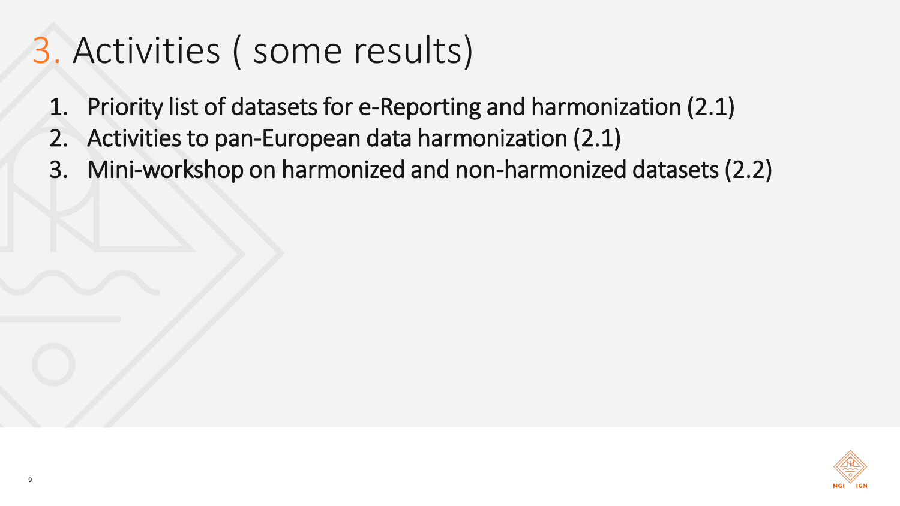# 3. Activities ( some results)

1. Priority list of datasets for e-Reporting and harmonization (2.1)
2. Activities to pan-European data harmonization (2.1)
3. Mini-workshop on harmonized and non-harmonized datasets (2.2)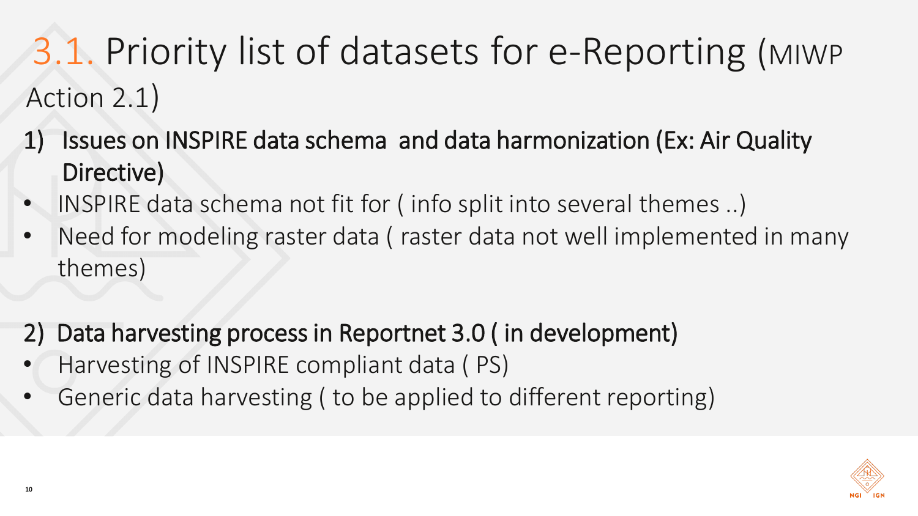# 3.1. Priority list of datasets for e-Reporting (MIWP Action 2.1)

1) **Issues on INSPIRE data schema and data harmonization (Ex: Air Quality Directive)**

- INSPIRE data schema not fit for ( info split into several themes ..)
- Need for modeling raster data ( raster data not well implemented in many themes)

2) **Data harvesting process in Reportnet 3.0 ( in development)**

- Harvesting of INSPIRE compliant data ( PS)
- Generic data harvesting ( to be applied to different reporting)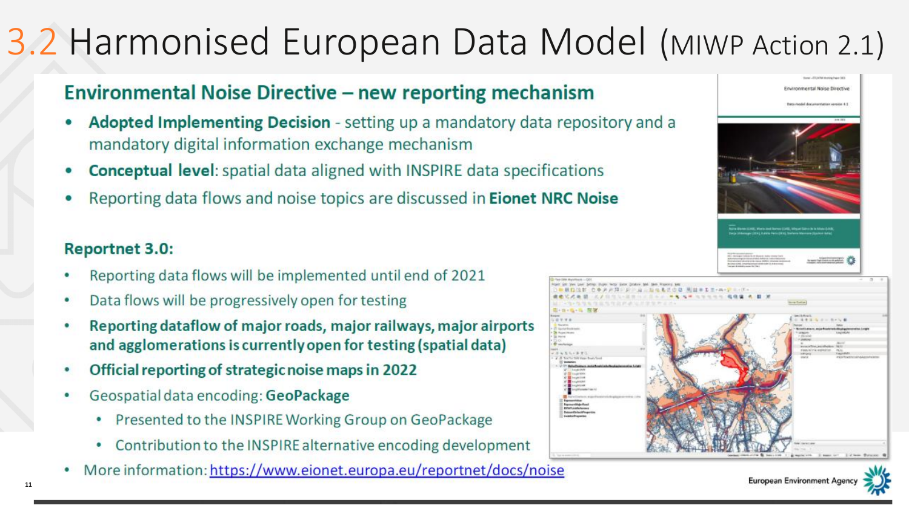# 3.2 Harmonised European Data Model (MIWP Action 2.1)

## Environmental Noise Directive – new reporting mechanism

- **Adopted Implementing Decision** - setting up a mandatory data repository and a mandatory digital information exchange mechanism
- **Conceptual level**: spatial data aligned with INSPIRE data specifications
- Reporting data flows and noise topics are discussed in **Eionet NRC Noise**

## Reportnet 3.0:

- Reporting data flows will be implemented until end of 2021
- Data flows will be progressively open for testing
- **Reporting dataflow of major roads, major railways, major airports and agglomerations is currently open for testing (spatial data)**
- **Official reporting of strategic noise maps in 2022**
- Geospatial data encoding: **GeoPackage**
  - Presented to the INSPIRE Working Group on GeoPackage
  - Contribution to the INSPIRE alternative encoding development
- More information: https://www.eionet.europa.eu/reportnet/docs/noise

European Environment Agency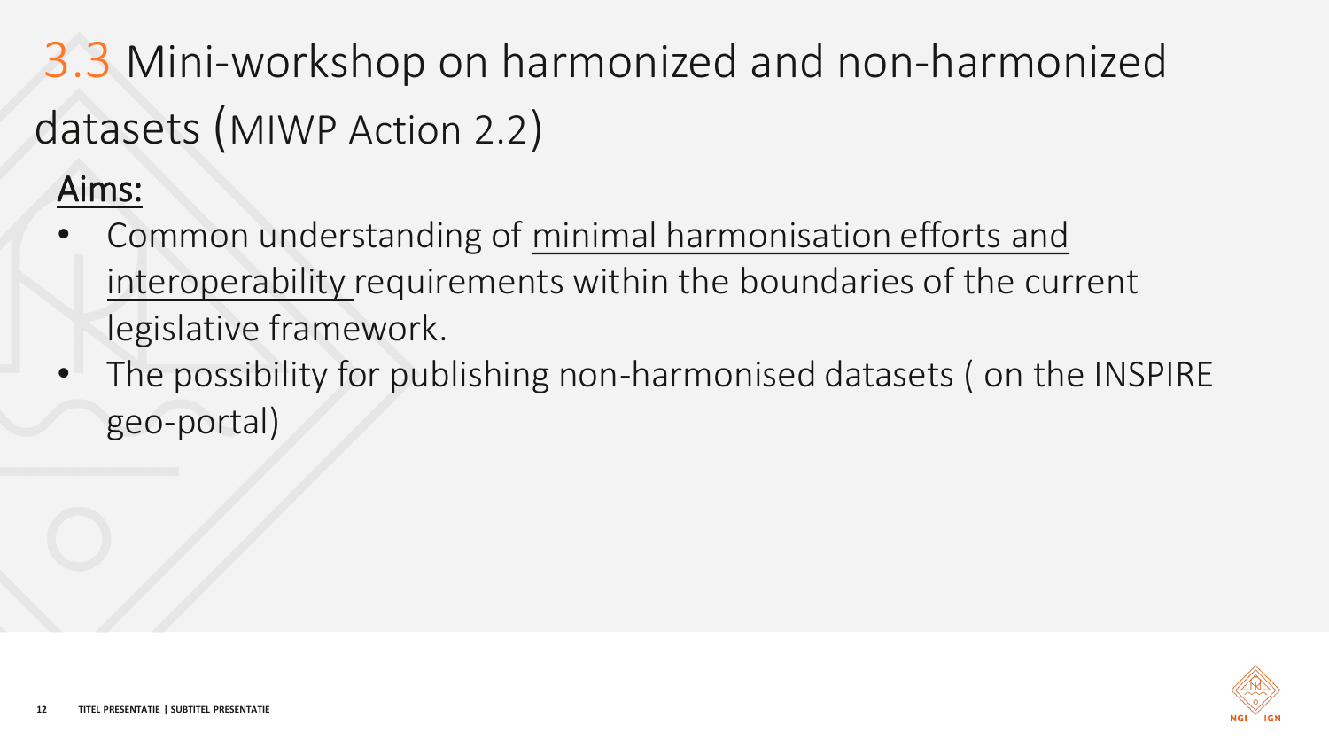# 3.3 Mini-workshop on harmonized and non-harmonized datasets (MIWP Action 2.2)

Aims:

- Common understanding of minimal harmonisation efforts and interoperability requirements within the boundaries of the current legislative framework.
- The possibility for publishing non-harmonised datasets ( on the INSPIRE geo-portal)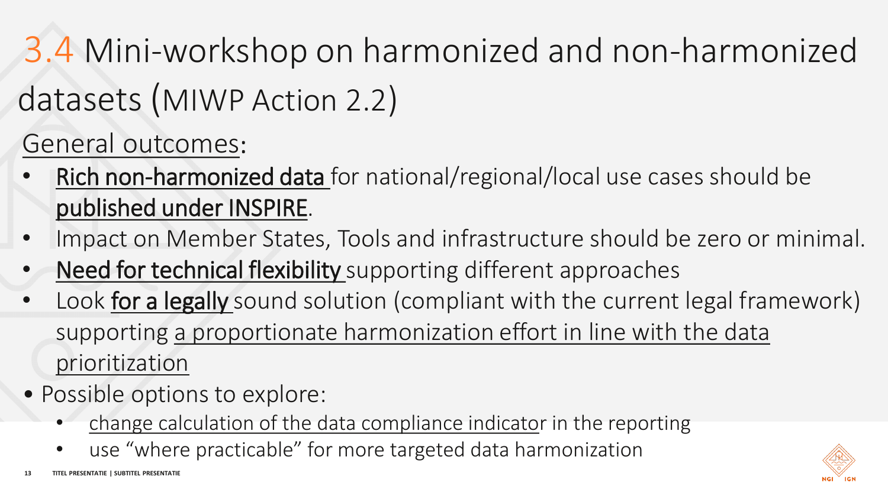# 3.4 Mini-workshop on harmonized and non-harmonized datasets (MIWP Action 2.2)

General outcomes:

- Rich non-harmonized data for national/regional/local use cases should be published under INSPIRE.
- Impact on Member States, Tools and infrastructure should be zero or minimal.
- Need for technical flexibility supporting different approaches
- Look for a legally sound solution (compliant with the current legal framework) supporting a proportionate harmonization effort in line with the data prioritization

- Possible options to explore:
  - change calculation of the data compliance indicator in the reporting
  - use "where practicable" for more targeted data harmonization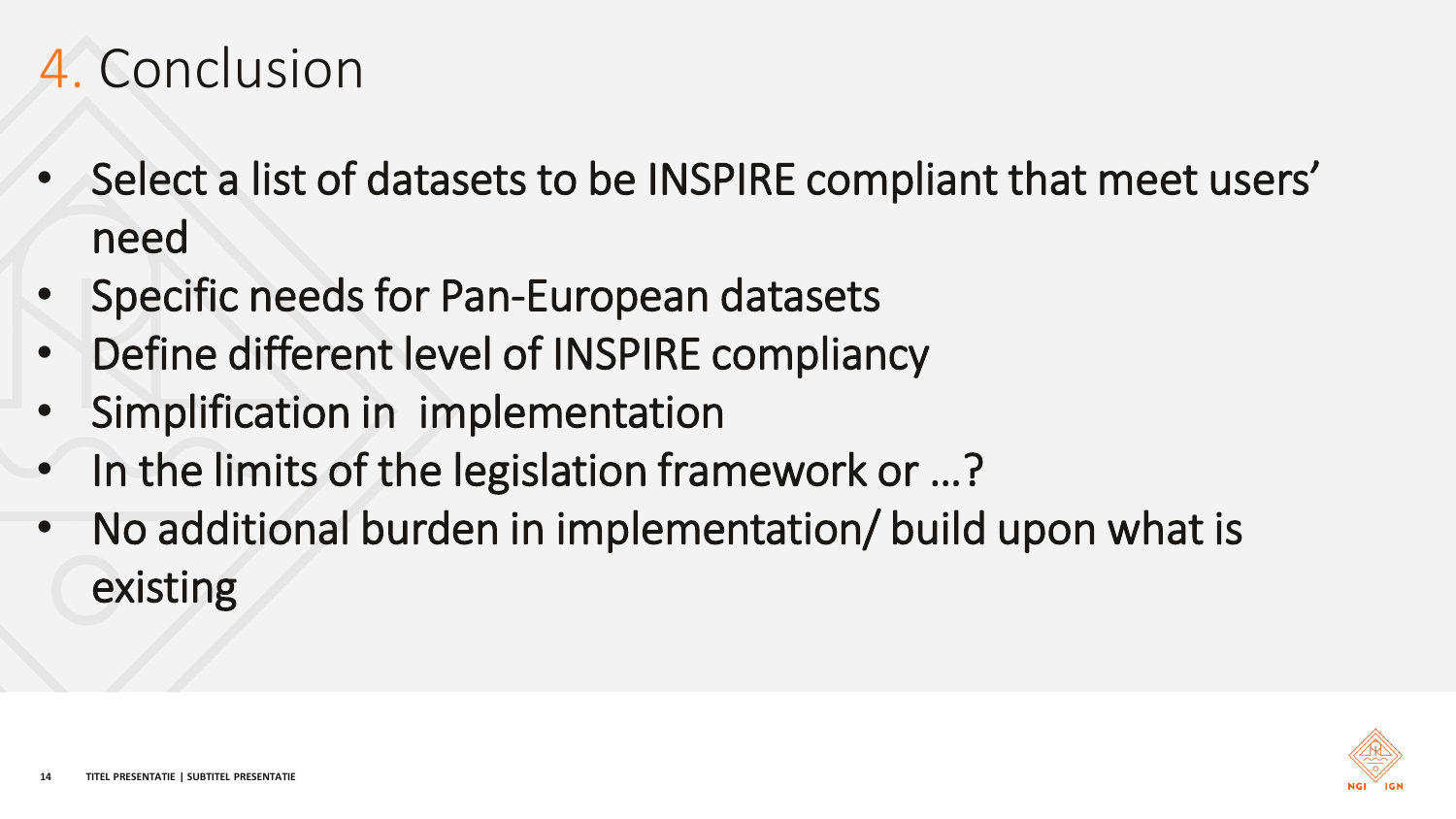# 4. Conclusion

- Select a list of datasets to be INSPIRE compliant that meet users' need
- Specific needs for Pan-European datasets
- Define different level of INSPIRE compliancy
- Simplification in  implementation
- In the limits of the legislation framework or …?
- No additional burden in implementation/ build upon what is existing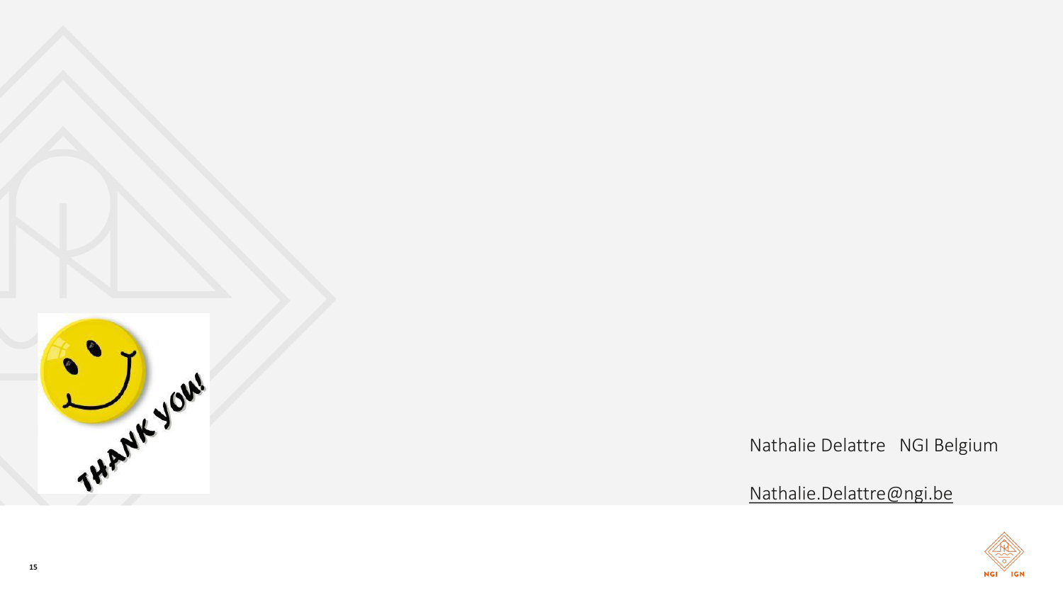Nathalie Delattre NGI Belgium

Nathalie.Delattre@ngi.be